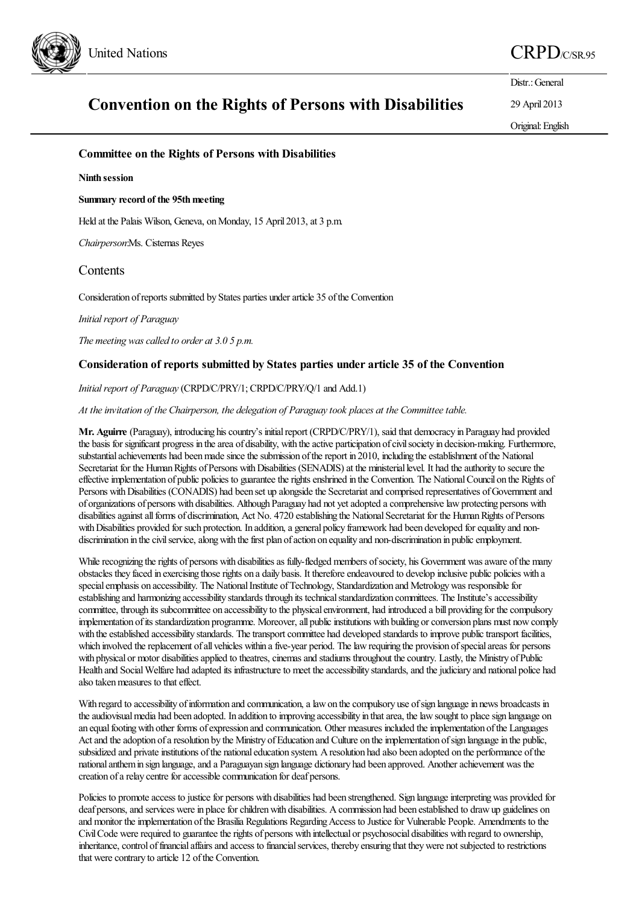United Nations

# CRPD/C/SR.95

Distr.: General

29 April 2013

Original: English

## Convention on the Rights of Persons with Disabilities

**Committee on the Rights of Persons with Disabilities**

**Ninth session**

**Summary record of the 95th meeting**

Held at the Palais Wilson, Geneva, on Monday, 15 April 2013, at 3 p.m.

*Chairperson*: Ms. Cisternas Reyes

## Contents

Consideration of reports submitted by States parties under article 35 of the Convention

*Initial report of Paraguay*

*The meeting was called to order at 3.05 p.m.*

### Consideration of reports submitted by States parties under article 35 of the Convention

*Initial report of Paraguay* (CRPD/C/PRY/1; CRPD/C/PRY/Q/1 and Add.1)

*At the invitation of the Chairperson, the delegation of Paraguay took places at the Committee table.*

**Mr. Aguirre** (Paraguay), introducing his country's initial report (CRPD/C/PRY/1), said that democracy in Paraguay had provided the basis for significant progress in the area of disability, with the active participation of civil society in decision-making. Furthermore, substantial achievements had been made since the submission of the report in 2010, including the establishment of the National Secretariat for the Human Rights of Persons with Disabilities (SENADIS) at the ministerial level. It had the authority to secure the effective implementation of public policies to guarantee the rights enshrined in the Convention. The National Council on the Rights of Persons with Disabilities (CONADIS) had been set up alongside the Secretariat and comprised representatives of Government and of organizations of persons with disabilities. Although Paraguay had not yet adopted a comprehensive law protecting persons with disabilities against all forms of discrimination, Act No. 4720 establishing the National Secretariat for the Human Rights of Persons with Disabilities provided for such protection. In addition, a general policy framework had been developed for equality and non-discrimination in the civil service, along with the first plan of action on equality and non-discrimination in public employment.

While recognizing the rights of persons with disabilities as fully-fledged members of society, his Government was aware of the many obstacles they faced in exercising those rights on a daily basis. It therefore endeavoured to develop inclusive public policies with a special emphasis on accessibility. The National Institute of Technology, Standardization and Metrology was responsible for establishing and harmonizing accessibility standards through its technical standardization committees. The Institute's accessibility committee, through its subcommittee on accessibility to the physical environment, had introduced a bill providing for the compulsory implementation of its standardization programme. Moreover, all public institutions with building or conversion plans must now comply with the established accessibility standards. The transport committee had developed standards to improve public transport facilities, which involved the replacement of all vehicles within a five-year period. The law requiring the provision of special areas for persons with physical or motor disabilities applied to theatres, cinemas and stadiums throughout the country. Lastly, the Ministry of Public Health and Social Welfare had adapted its infrastructure to meet the accessibility standards, and the judiciary and national police had also taken measures to that effect.

With regard to accessibility of information and communication, a law on the compulsory use of sign language in news broadcasts in the audiovisual media had been adopted. In addition to improving accessibility in that area, the law sought to place sign language on an equal footing with other forms of expression and communication. Other measures included the implementation of the Languages Act and the adoption of a resolution by the Ministry of Education and Culture on the implementation of sign language in the public, subsidized and private institutions of the national education system. A resolution had also been adopted on the performance of the national anthem in sign language, and a Paraguayan sign language dictionary had been approved. Another achievement was the creation of a relay centre for accessible communication for deaf persons.

Policies to promote access to justice for persons with disabilities had been strengthened. Sign language interpreting was provided for deaf persons, and services were in place for children with disabilities. A commission had been established to draw up guidelines on and monitor the implementation of the Brasilia Regulations Regarding Access to Justice for Vulnerable People. Amendments to the Civil Code were required to guarantee the rights of persons with intellectual or psychosocial disabilities with regard to ownership, inheritance, control of financial affairs and access to financial services, thereby ensuring that they were not subjected to restrictions that were contrary to article 12 of the Convention.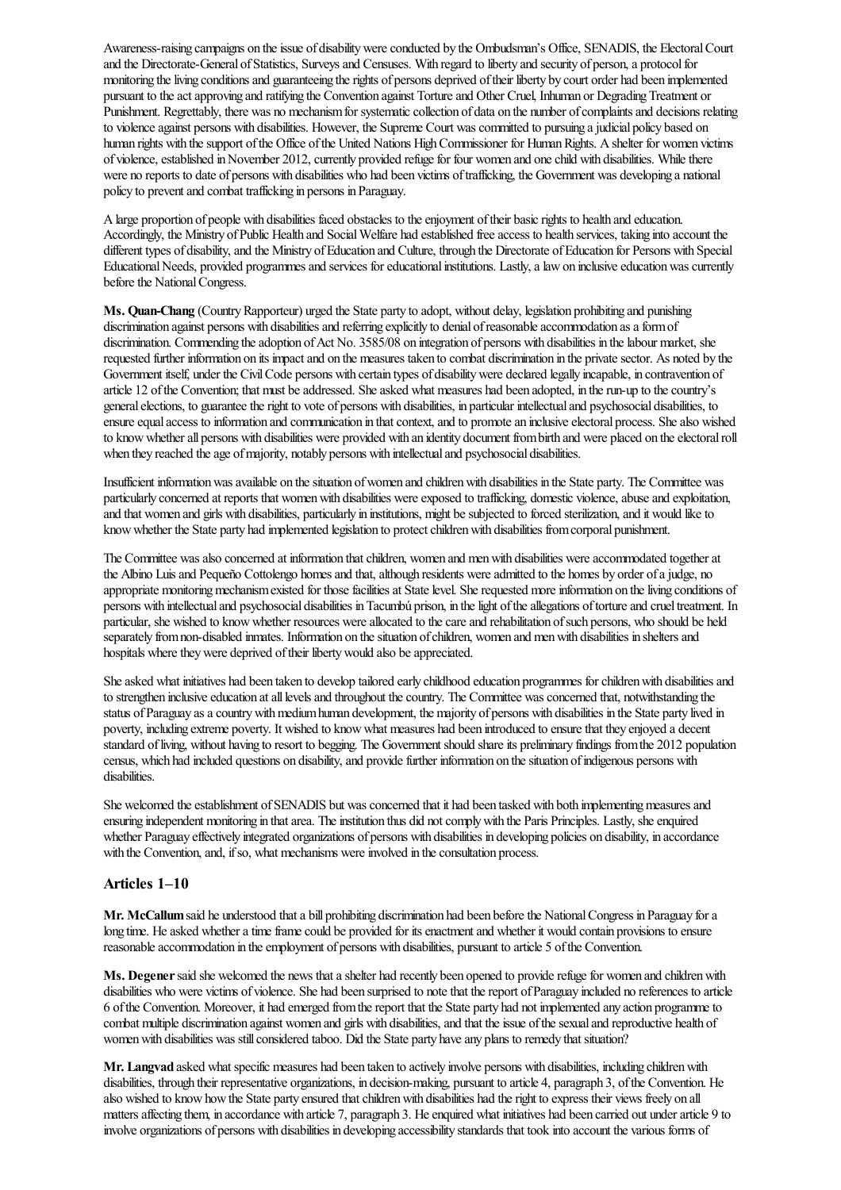Awareness-raising campaigns on the issue of disability were conducted by the Ombudsman's Office, SENADIS, the Electoral Court and the Directorate-General of Statistics, Surveys and Censuses. With regard to liberty and security of person, a protocol for monitoring the living conditions and guaranteeing the rights of persons deprived of their liberty by court order had been implemented pursuant to the act approving and ratifying the Convention against Torture and Other Cruel, Inhuman or Degrading Treatment or Punishment. Regrettably, there was no mechanism for systematic collection of data on the number of complaints and decisions relating to violence against persons with disabilities. However, the Supreme Court was committed to pursuing a judicial policy based on human rights with the support of the Office of the United Nations High Commissioner for Human Rights. A shelter for women victims of violence, established in November 2012, currently provided refuge for four women and one child with disabilities. While there were no reports to date of persons with disabilities who had been victims of trafficking, the Government was developing a national policy to prevent and combat trafficking in persons in Paraguay.

A large proportion of people with disabilities faced obstacles to the enjoyment of their basic rights to health and education. Accordingly, the Ministry of Public Health and Social Welfare had established free access to health services, taking into account the different types of disability, and the Ministry of Education and Culture, through the Directorate of Education for Persons with Special Educational Needs, provided programmes and services for educational institutions. Lastly, a law on inclusive education was currently before the National Congress.

**Ms. Quan-Chang** (Country Rapporteur) urged the State party to adopt, without delay, legislation prohibiting and punishing discrimination against persons with disabilities and referring explicitly to denial of reasonable accommodation as a form of discrimination. Commending the adoption of Act No. 3585/08 on integration of persons with disabilities in the labour market, she requested further information on its impact and on the measures taken to combat discrimination in the private sector. As noted by the Government itself, under the Civil Code persons with certain types of disability were declared legally incapable, in contravention of article 12 of the Convention; that must be addressed. She asked what measures had been adopted, in the run-up to the country's general elections, to guarantee the right to vote of persons with disabilities, in particular intellectual and psychosocial disabilities, to ensure equal access to information and communication in that context, and to promote an inclusive electoral process. She also wished to know whether all persons with disabilities were provided with an identity document from birth and were placed on the electoral roll when they reached the age of majority, notably persons with intellectual and psychosocial disabilities.

Insufficient information was available on the situation of women and children with disabilities in the State party. The Committee was particularly concerned at reports that women with disabilities were exposed to trafficking, domestic violence, abuse and exploitation, and that women and girls with disabilities, particularly in institutions, might be subjected to forced sterilization, and it would like to know whether the State party had implemented legislation to protect children with disabilities from corporal punishment.

The Committee was also concerned at information that children, women and men with disabilities were accommodated together at the Albino Luis and Pequeño Cottolengo homes and that, although residents were admitted to the homes by order of a judge, no appropriate monitoring mechanism existed for those facilities at State level. She requested more information on the living conditions of persons with intellectual and psychosocial disabilities in Tacumbú prison, in the light of the allegations of torture and cruel treatment. In particular, she wished to know whether resources were allocated to the care and rehabilitation of such persons, who should be held separately from non-disabled inmates. Information on the situation of children, women and men with disabilities in shelters and hospitals where they were deprived of their liberty would also be appreciated.

She asked what initiatives had been taken to develop tailored early childhood education programmes for children with disabilities and to strengthen inclusive education at all levels and throughout the country. The Committee was concerned that, notwithstanding the status of Paraguay as a country with medium human development, the majority of persons with disabilities in the State party lived in poverty, including extreme poverty. It wished to know what measures had been introduced to ensure that they enjoyed a decent standard of living, without having to resort to begging. The Government should share its preliminary findings from the 2012 population census, which had included questions on disability, and provide further information on the situation of indigenous persons with disabilities.

She welcomed the establishment of SENADIS but was concerned that it had been tasked with both implementing measures and ensuring independent monitoring in that area. The institution thus did not comply with the Paris Principles. Lastly, she enquired whether Paraguay effectively integrated organizations of persons with disabilities in developing policies on disability, in accordance with the Convention, and, if so, what mechanisms were involved in the consultation process.

## Articles 1–10

**Mr. McCallum** said he understood that a bill prohibiting discrimination had been before the National Congress in Paraguay for a long time. He asked whether a time frame could be provided for its enactment and whether it would contain provisions to ensure reasonable accommodation in the employment of persons with disabilities, pursuant to article 5 of the Convention.

**Ms. Degener** said she welcomed the news that a shelter had recently been opened to provide refuge for women and children with disabilities who were victims of violence. She had been surprised to note that the report of Paraguay included no references to article 6 of the Convention. Moreover, it had emerged from the report that the State party had not implemented any action programme to combat multiple discrimination against women and girls with disabilities, and that the issue of the sexual and reproductive health of women with disabilities was still considered taboo. Did the State party have any plans to remedy that situation?

**Mr. Langvad** asked what specific measures had been taken to actively involve persons with disabilities, including children with disabilities, through their representative organizations, in decision-making, pursuant to article 4, paragraph 3, of the Convention. He also wished to know how the State party ensured that children with disabilities had the right to express their views freely on all matters affecting them, in accordance with article 7, paragraph 3. He enquired what initiatives had been carried out under article 9 to involve organizations of persons with disabilities in developing accessibility standards that took into account the various forms of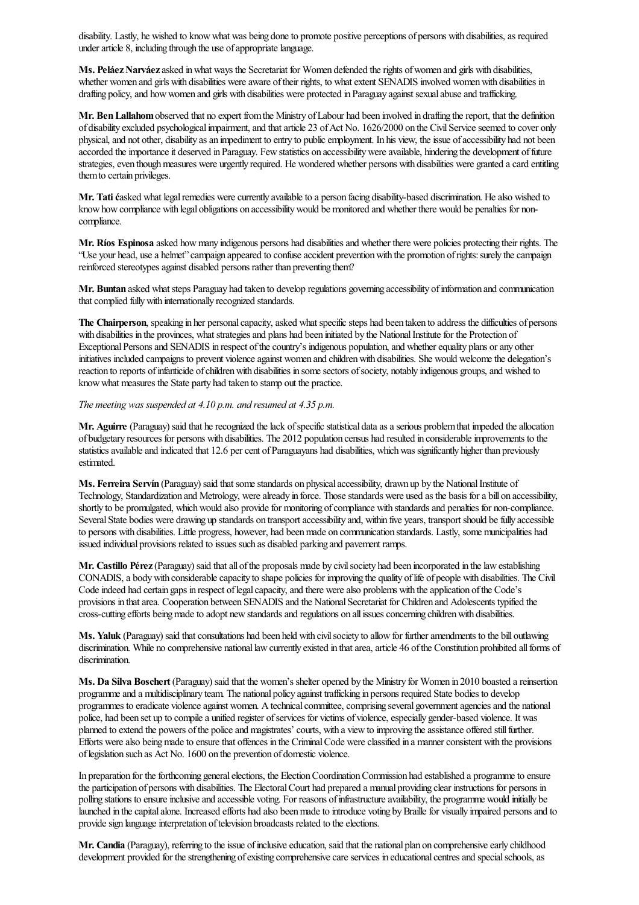disability. Lastly, he wished to know what was being done to promote positive perceptions of persons with disabilities, as required under article 8, including through the use of appropriate language.

**Ms. Peláez Narváez** asked in what ways the Secretariat for Women defended the rights of women and girls with disabilities, whether women and girls with disabilities were aware of their rights, to what extent SENADIS involved women with disabilities in drafting policy, and how women and girls with disabilities were protected in Paraguay against sexual abuse and trafficking.

**Mr. Ben Lallahom** observed that no expert from the Ministry of Labour had been involved in drafting the report, that the definition of disability excluded psychological impairment, and that article 23 of Act No. 1626/2000 on the Civil Service seemed to cover only physical, and not other, disability as an impediment to entry to public employment. In his view, the issue of accessibility had not been accorded the importance it deserved in Paraguay. Few statistics on accessibility were available, hindering the development of future strategies, even though measures were urgently required. He wondered whether persons with disabilities were granted a card entitling them to certain privileges.

**Mr. Tati é**asked what legal remedies were currently available to a person facing disability-based discrimination. He also wished to know how compliance with legal obligations on accessibility would be monitored and whether there would be penalties for non-compliance.

**Mr. Ríos Espinosa** asked how many indigenous persons had disabilities and whether there were policies protecting their rights. The "Use your head, use a helmet" campaign appeared to confuse accident prevention with the promotion of rights: surely the campaign reinforced stereotypes against disabled persons rather than preventing them?

**Mr. Buntan** asked what steps Paraguay had taken to develop regulations governing accessibility of information and communication that complied fully with internationally recognized standards.

**The Chairperson**, speaking in her personal capacity, asked what specific steps had been taken to address the difficulties of persons with disabilities in the provinces, what strategies and plans had been initiated by the National Institute for the Protection of Exceptional Persons and SENADIS in respect of the country's indigenous population, and whether equality plans or any other initiatives included campaigns to prevent violence against women and children with disabilities. She would welcome the delegation's reaction to reports of infanticide of children with disabilities in some sectors of society, notably indigenous groups, and wished to know what measures the State party had taken to stamp out the practice.

*The meeting was suspended at 4.10 p.m. and resumed at 4.35 p.m.*

**Mr. Aguirre** (Paraguay) said that he recognized the lack of specific statistical data as a serious problem that impeded the allocation of budgetary resources for persons with disabilities. The 2012 population census had resulted in considerable improvements to the statistics available and indicated that 12.6 per cent of Paraguayans had disabilities, which was significantly higher than previously estimated.

**Ms. Ferreira Servín** (Paraguay) said that some standards on physical accessibility, drawn up by the National Institute of Technology, Standardization and Metrology, were already in force. Those standards were used as the basis for a bill on accessibility, shortly to be promulgated, which would also provide for monitoring of compliance with standards and penalties for non-compliance. Several State bodies were drawing up standards on transport accessibility and, within five years, transport should be fully accessible to persons with disabilities. Little progress, however, had been made on communication standards. Lastly, some municipalities had issued individual provisions related to issues such as disabled parking and pavement ramps.

**Mr. Castillo Pérez** (Paraguay) said that all of the proposals made by civil society had been incorporated in the law establishing CONADIS, a body with considerable capacity to shape policies for improving the quality of life of people with disabilities. The Civil Code indeed had certain gaps in respect of legal capacity, and there were also problems with the application of the Code's provisions in that area. Cooperation between SENADIS and the National Secretariat for Children and Adolescents typified the cross-cutting efforts being made to adopt new standards and regulations on all issues concerning children with disabilities.

**Ms. Yaluk** (Paraguay) said that consultations had been held with civil society to allow for further amendments to the bill outlawing discrimination. While no comprehensive national law currently existed in that area, article 46 of the Constitution prohibited all forms of discrimination.

**Ms. Da Silva Boschert** (Paraguay) said that the women's shelter opened by the Ministry for Women in 2010 boasted a reinsertion programme and a multidisciplinary team. The national policy against trafficking in persons required State bodies to develop programmes to eradicate violence against women. A technical committee, comprising several government agencies and the national police, had been set up to compile a unified register of services for victims of violence, especially gender-based violence. It was planned to extend the powers of the police and magistrates' courts, with a view to improving the assistance offered still further. Efforts were also being made to ensure that offences in the Criminal Code were classified in a manner consistent with the provisions of legislation such as Act No. 1600 on the prevention of domestic violence.

In preparation for the forthcoming general elections, the Election Coordination Commission had established a programme to ensure the participation of persons with disabilities. The Electoral Court had prepared a manual providing clear instructions for persons in polling stations to ensure inclusive and accessible voting. For reasons of infrastructure availability, the programme would initially be launched in the capital alone. Increased efforts had also been made to introduce voting by Braille for visually impaired persons and to provide sign language interpretation of television broadcasts related to the elections.

**Mr. Candia** (Paraguay), referring to the issue of inclusive education, said that the national plan on comprehensive early childhood development provided for the strengthening of existing comprehensive care services in educational centres and special schools, as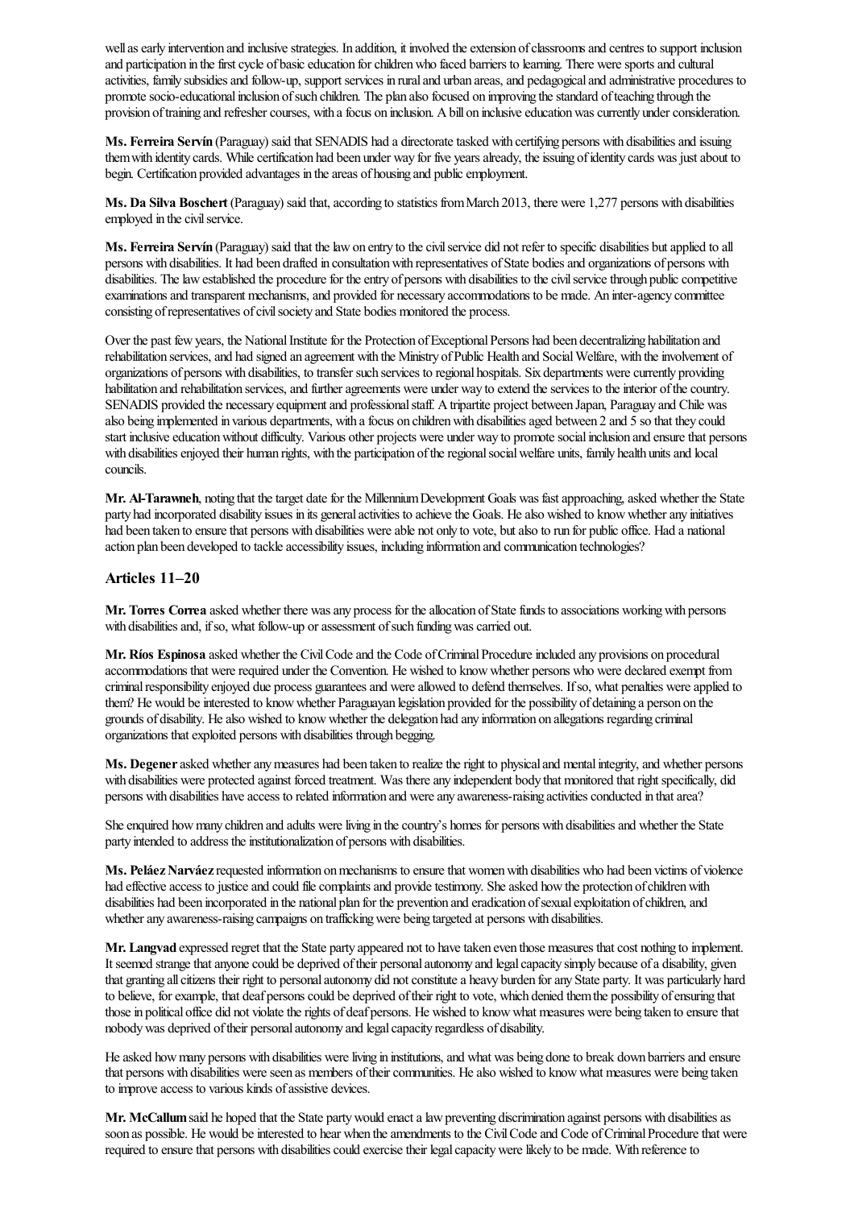well as early intervention and inclusive strategies. In addition, it involved the extension of classrooms and centres to support inclusion and participation in the first cycle of basic education for children who faced barriers to learning. There were sports and cultural activities, family subsidies and follow-up, support services in rural and urban areas, and pedagogical and administrative procedures to promote socio-educational inclusion of such children. The plan also focused on improving the standard of teaching through the provision of training and refresher courses, with a focus on inclusion. A bill on inclusive education was currently under consideration.

**Ms. Ferreira Servín** (Paraguay) said that SENADIS had a directorate tasked with certifying persons with disabilities and issuing them with identity cards. While certification had been under way for five years already, the issuing of identity cards was just about to begin. Certification provided advantages in the areas of housing and public employment.

**Ms. Da Silva Boschert** (Paraguay) said that, according to statistics from March 2013, there were 1,277 persons with disabilities employed in the civil service.

**Ms. Ferreira Servín** (Paraguay) said that the law on entry to the civil service did not refer to specific disabilities but applied to all persons with disabilities. It had been drafted in consultation with representatives of State bodies and organizations of persons with disabilities. The law established the procedure for the entry of persons with disabilities to the civil service through public competitive examinations and transparent mechanisms, and provided for necessary accommodations to be made. An inter-agency committee consisting of representatives of civil society and State bodies monitored the process.

Over the past few years, the National Institute for the Protection of Exceptional Persons had been decentralizing habilitation and rehabilitation services, and had signed an agreement with the Ministry of Public Health and Social Welfare, with the involvement of organizations of persons with disabilities, to transfer such services to regional hospitals. Six departments were currently providing habilitation and rehabilitation services, and further agreements were under way to extend the services to the interior of the country. SENADIS provided the necessary equipment and professional staff. A tripartite project between Japan, Paraguay and Chile was also being implemented in various departments, with a focus on children with disabilities aged between 2 and 5 so that they could start inclusive education without difficulty. Various other projects were under way to promote social inclusion and ensure that persons with disabilities enjoyed their human rights, with the participation of the regional social welfare units, family health units and local councils.

**Mr. Al-Tarawneh**, noting that the target date for the Millennium Development Goals was fast approaching, asked whether the State party had incorporated disability issues in its general activities to achieve the Goals. He also wished to know whether any initiatives had been taken to ensure that persons with disabilities were able not only to vote, but also to run for public office. Had a national action plan been developed to tackle accessibility issues, including information and communication technologies?

## Articles 11–20

**Mr. Torres Correa** asked whether there was any process for the allocation of State funds to associations working with persons with disabilities and, if so, what follow-up or assessment of such funding was carried out.

**Mr. Ríos Espinosa** asked whether the Civil Code and the Code of Criminal Procedure included any provisions on procedural accommodations that were required under the Convention. He wished to know whether persons who were declared exempt from criminal responsibility enjoyed due process guarantees and were allowed to defend themselves. If so, what penalties were applied to them? He would be interested to know whether Paraguayan legislation provided for the possibility of detaining a person on the grounds of disability. He also wished to know whether the delegation had any information on allegations regarding criminal organizations that exploited persons with disabilities through begging.

**Ms. Degener** asked whether any measures had been taken to realize the right to physical and mental integrity, and whether persons with disabilities were protected against forced treatment. Was there any independent body that monitored that right specifically, did persons with disabilities have access to related information and were any awareness-raising activities conducted in that area?

She enquired how many children and adults were living in the country's homes for persons with disabilities and whether the State party intended to address the institutionalization of persons with disabilities.

**Ms. Peláez Narváez** requested information on mechanisms to ensure that women with disabilities who had been victims of violence had effective access to justice and could file complaints and provide testimony. She asked how the protection of children with disabilities had been incorporated in the national plan for the prevention and eradication of sexual exploitation of children, and whether any awareness-raising campaigns on trafficking were being targeted at persons with disabilities.

**Mr. Langvad** expressed regret that the State party appeared not to have taken even those measures that cost nothing to implement. It seemed strange that anyone could be deprived of their personal autonomy and legal capacity simply because of a disability, given that granting all citizens their right to personal autonomy did not constitute a heavy burden for any State party. It was particularly hard to believe, for example, that deaf persons could be deprived of their right to vote, which denied them the possibility of ensuring that those in political office did not violate the rights of deaf persons. He wished to know what measures were being taken to ensure that nobody was deprived of their personal autonomy and legal capacity regardless of disability.

He asked how many persons with disabilities were living in institutions, and what was being done to break down barriers and ensure that persons with disabilities were seen as members of their communities. He also wished to know what measures were being taken to improve access to various kinds of assistive devices.

**Mr. McCallum** said he hoped that the State party would enact a law preventing discrimination against persons with disabilities as soon as possible. He would be interested to hear when the amendments to the Civil Code and Code of Criminal Procedure that were required to ensure that persons with disabilities could exercise their legal capacity were likely to be made. With reference to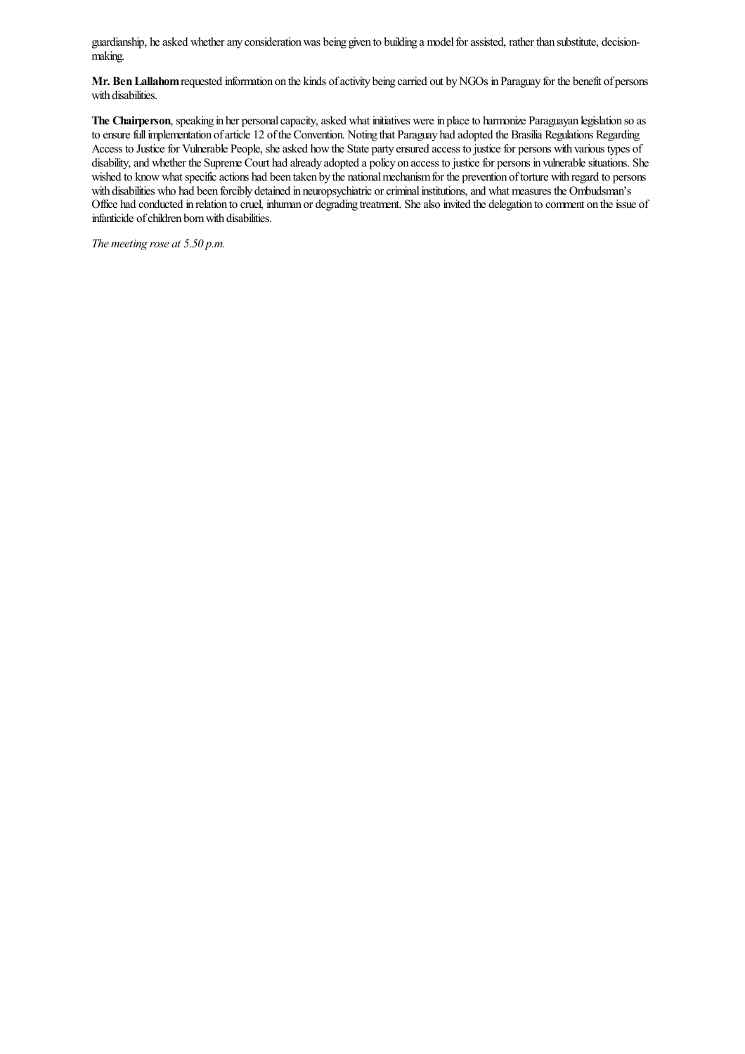guardianship, he asked whether any consideration was being given to building a model for assisted, rather than substitute, decision-making.

**Mr. Ben Lallahom** requested information on the kinds of activity being carried out by NGOs in Paraguay for the benefit of persons with disabilities.

**The Chairperson**, speaking in her personal capacity, asked what initiatives were in place to harmonize Paraguayan legislation so as to ensure full implementation of article 12 of the Convention. Noting that Paraguay had adopted the Brasilia Regulations Regarding Access to Justice for Vulnerable People, she asked how the State party ensured access to justice for persons with various types of disability, and whether the Supreme Court had already adopted a policy on access to justice for persons in vulnerable situations. She wished to know what specific actions had been taken by the national mechanism for the prevention of torture with regard to persons with disabilities who had been forcibly detained in neuropsychiatric or criminal institutions, and what measures the Ombudsman's Office had conducted in relation to cruel, inhuman or degrading treatment. She also invited the delegation to comment on the issue of infanticide of children born with disabilities.

*The meeting rose at 5.50 p.m.*